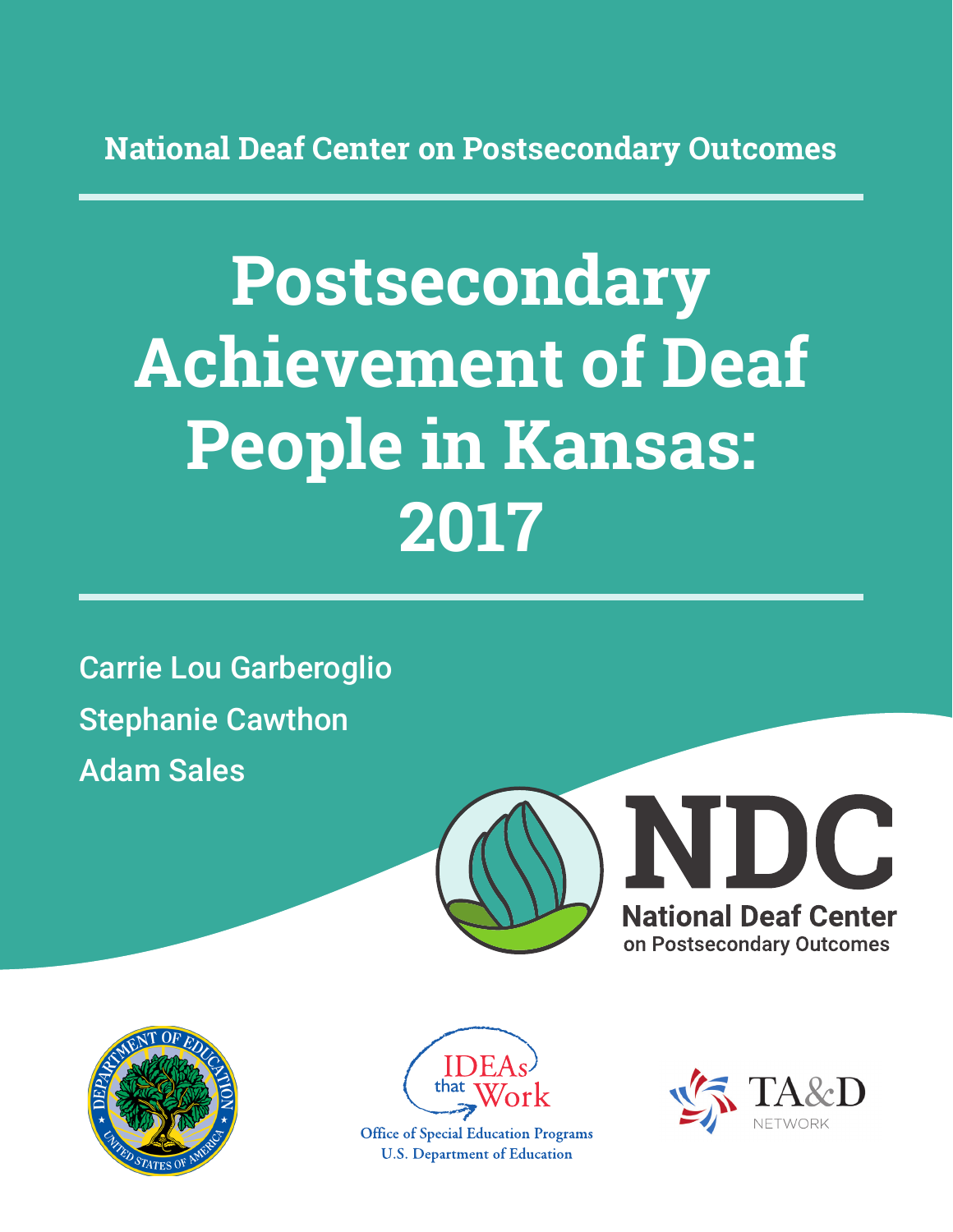National Deaf Center on Postsecondary Outcomes

# Postsecondary Achievement of Deaf People in Kansas: 2017

Carrie Lou Garberoglio

Stephanie Cawthon

Adam Sales

NDC
National Deaf Center on Postsecondary Outcomes

IDEAs that Work
Office of Special Education Programs
U.S. Department of Education

TA&D NETWORK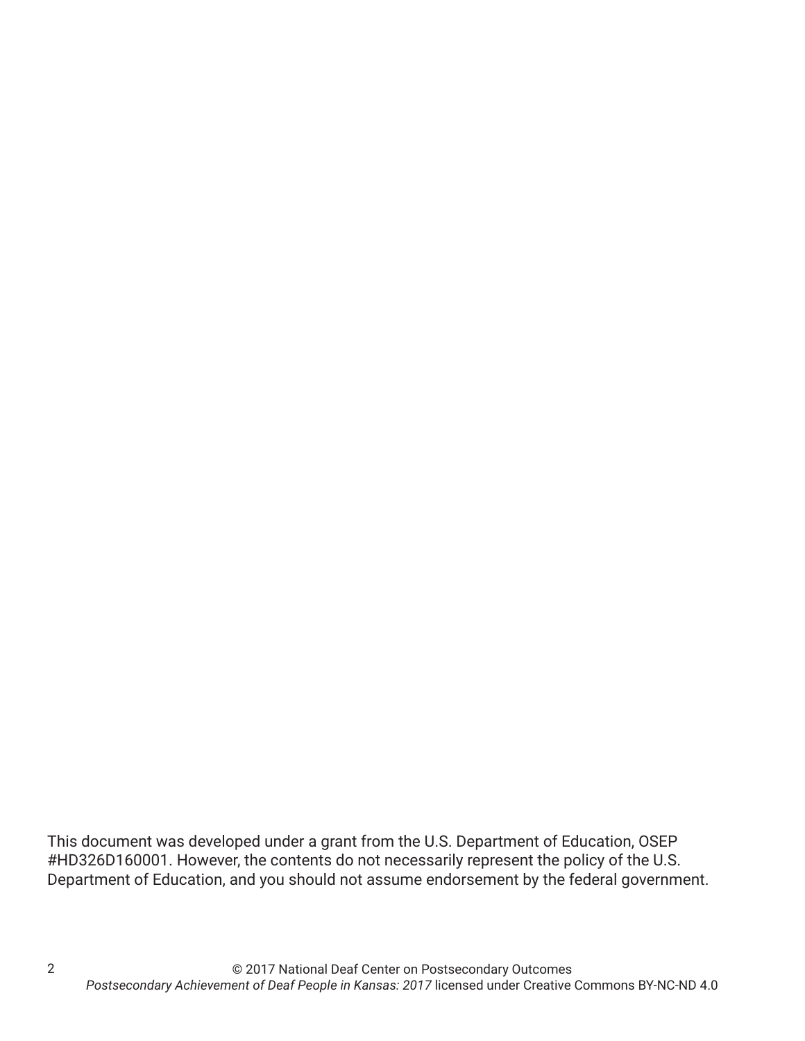This document was developed under a grant from the U.S. Department of Education, OSEP #HD326D160001. However, the contents do not necessarily represent the policy of the U.S. Department of Education, and you should not assume endorsement by the federal government.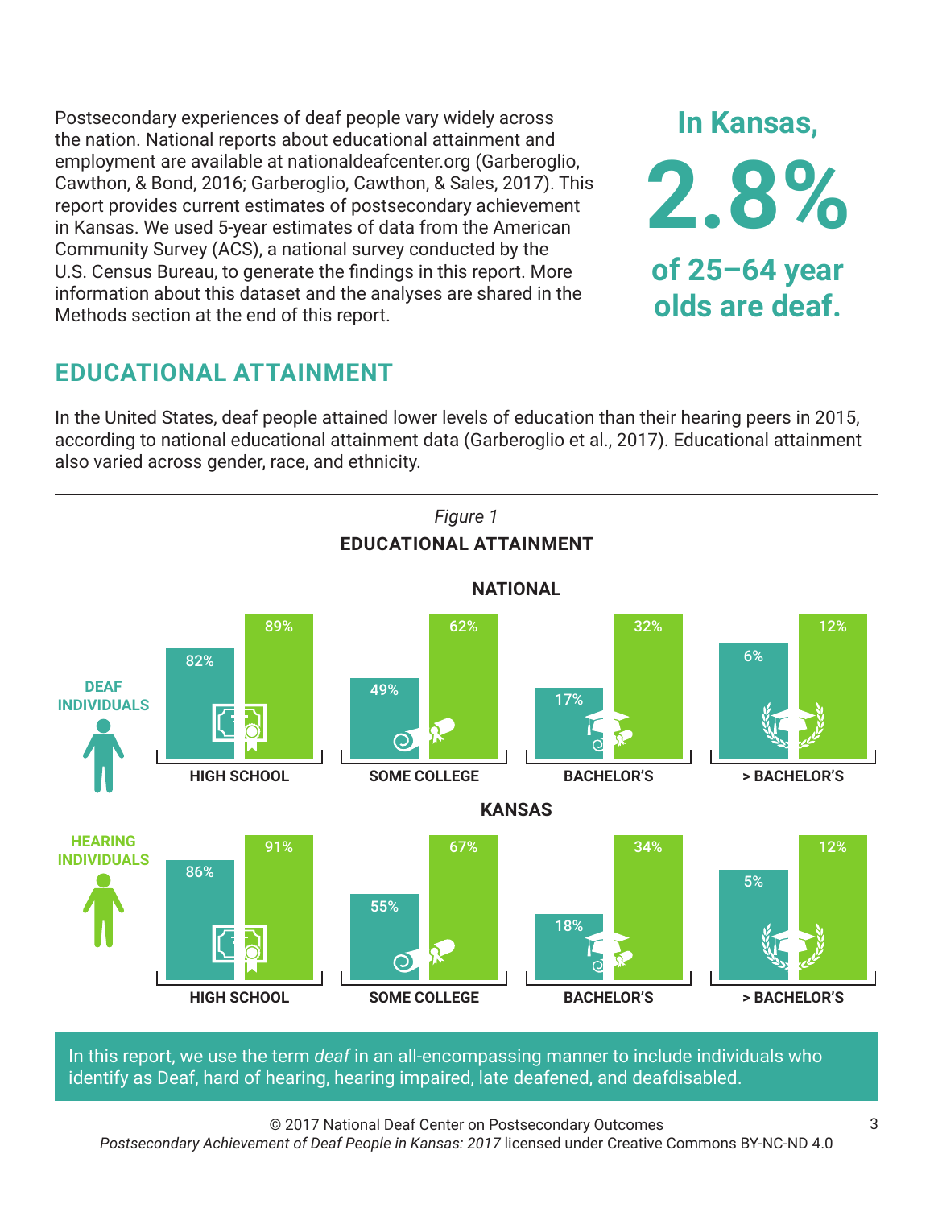Postsecondary experiences of deaf people vary widely across the nation. National reports about educational attainment and employment are available at nationaldeafcenter.org (Garberoglio, Cawthon, & Bond, 2016; Garberoglio, Cawthon, & Sales, 2017). This report provides current estimates of postsecondary achievement in Kansas. We used 5-year estimates of data from the American Community Survey (ACS), a national survey conducted by the U.S. Census Bureau, to generate the findings in this report. More information about this dataset and the analyses are shared in the Methods section at the end of this report.

**In Kansas, 2.8% of 25–64 year olds are deaf.**

## EDUCATIONAL ATTAINMENT

In the United States, deaf people attained lower levels of education than their hearing peers in 2015, according to national educational attainment data (Garberoglio et al., 2017). Educational attainment also varied across gender, race, and ethnicity.

*Figure 1*

**EDUCATIONAL ATTAINMENT**

**NATIONAL**

| | HIGH SCHOOL | SOME COLLEGE | BACHELOR'S | > BACHELOR'S |
|---|---|---|---|---|
| DEAF INDIVIDUALS | 82% | 49% | 17% | 6% |
| HEARING INDIVIDUALS | 89% | 62% | 32% | 12% |

**KANSAS**

| | HIGH SCHOOL | SOME COLLEGE | BACHELOR'S | > BACHELOR'S |
|---|---|---|---|---|
| DEAF INDIVIDUALS | 86% | 55% | 18% | 5% |
| HEARING INDIVIDUALS | 91% | 67% | 34% | 12% |

In this report, we use the term *deaf* in an all-encompassing manner to include individuals who identify as Deaf, hard of hearing, hearing impaired, late deafened, and deafdisabled.

© 2017 National Deaf Center on Postsecondary Outcomes
*Postsecondary Achievement of Deaf People in Kansas: 2017* licensed under Creative Commons BY-NC-ND 4.0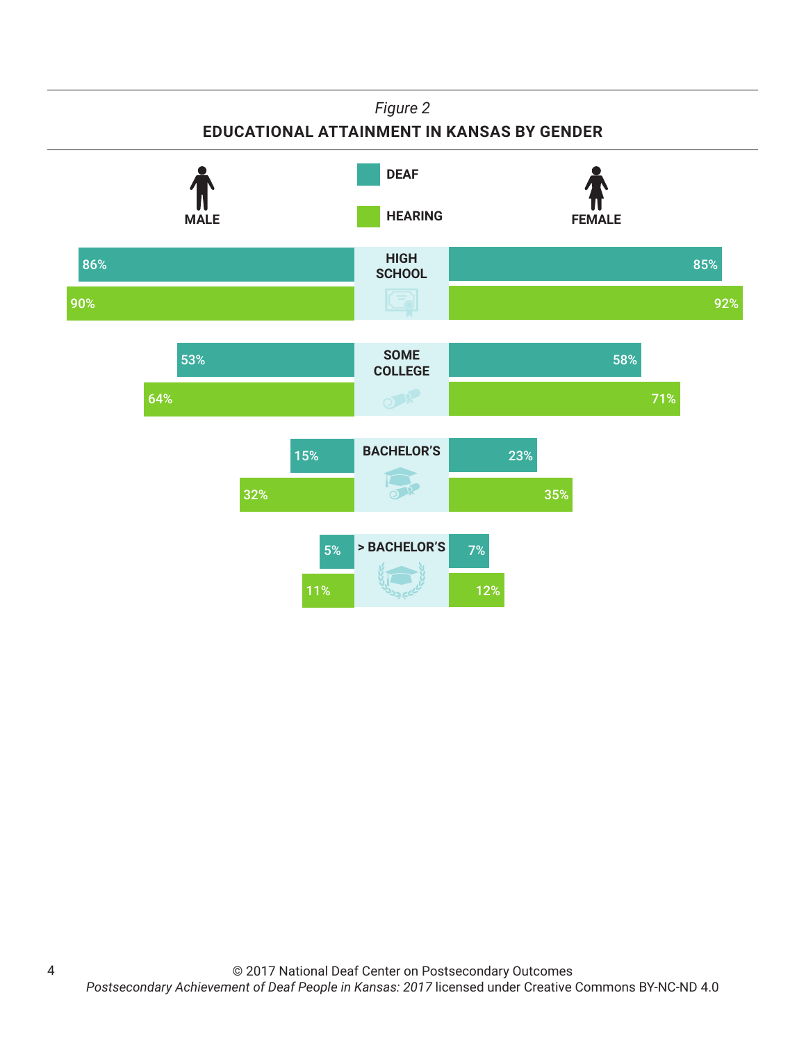*Figure 2*

**EDUCATIONAL ATTAINMENT IN KANSAS BY GENDER**

| | Male Deaf | Male Hearing | Female Deaf | Female Hearing |
|---|---|---|---|---|
| HIGH SCHOOL | 86% | 90% | 85% | 92% |
| SOME COLLEGE | 53% | 64% | 58% | 71% |
| BACHELOR'S | 15% | 32% | 23% | 35% |
| > BACHELOR'S | 5% | 11% | 7% | 12% |

© 2017 National Deaf Center on Postsecondary Outcomes
*Postsecondary Achievement of Deaf People in Kansas: 2017* licensed under Creative Commons BY-NC-ND 4.0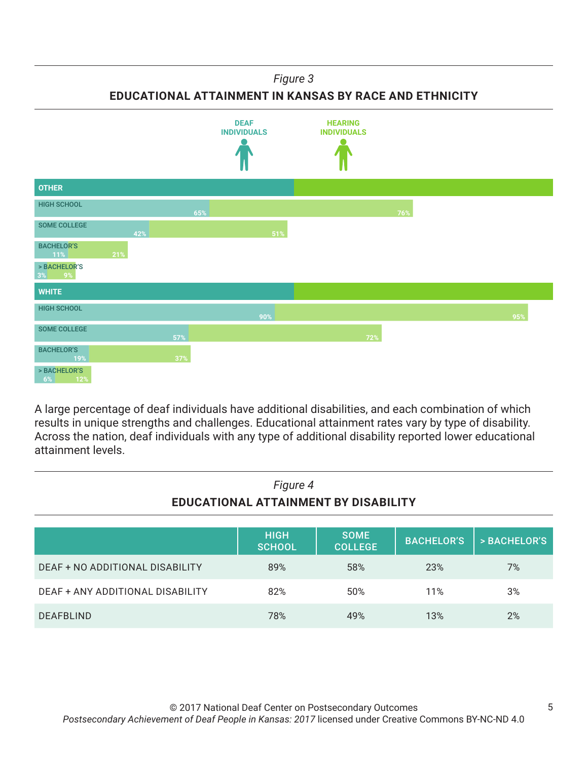*Figure 3*

**EDUCATIONAL ATTAINMENT IN KANSAS BY RACE AND ETHNICITY**

| | DEAF INDIVIDUALS | HEARING INDIVIDUALS |
|---|---|---|
| **OTHER** | | |
| HIGH SCHOOL | 65% | 76% |
| SOME COLLEGE | 42% | 51% |
| BACHELOR'S | 11% | 21% |
| > BACHELOR'S | 3% | 9% |
| **WHITE** | | |
| HIGH SCHOOL | 90% | 95% |
| SOME COLLEGE | 57% | 72% |
| BACHELOR'S | 19% | 37% |
| > BACHELOR'S | 6% | 12% |

A large percentage of deaf individuals have additional disabilities, and each combination of which results in unique strengths and challenges. Educational attainment rates vary by type of disability. Across the nation, deaf individuals with any type of additional disability reported lower educational attainment levels.

*Figure 4*

**EDUCATIONAL ATTAINMENT BY DISABILITY**

| | HIGH SCHOOL | SOME COLLEGE | BACHELOR'S | > BACHELOR'S |
|---|---|---|---|---|
| DEAF + NO ADDITIONAL DISABILITY | 89% | 58% | 23% | 7% |
| DEAF + ANY ADDITIONAL DISABILITY | 82% | 50% | 11% | 3% |
| DEAFBLIND | 78% | 49% | 13% | 2% |

© 2017 National Deaf Center on Postsecondary Outcomes
*Postsecondary Achievement of Deaf People in Kansas: 2017* licensed under Creative Commons BY-NC-ND 4.0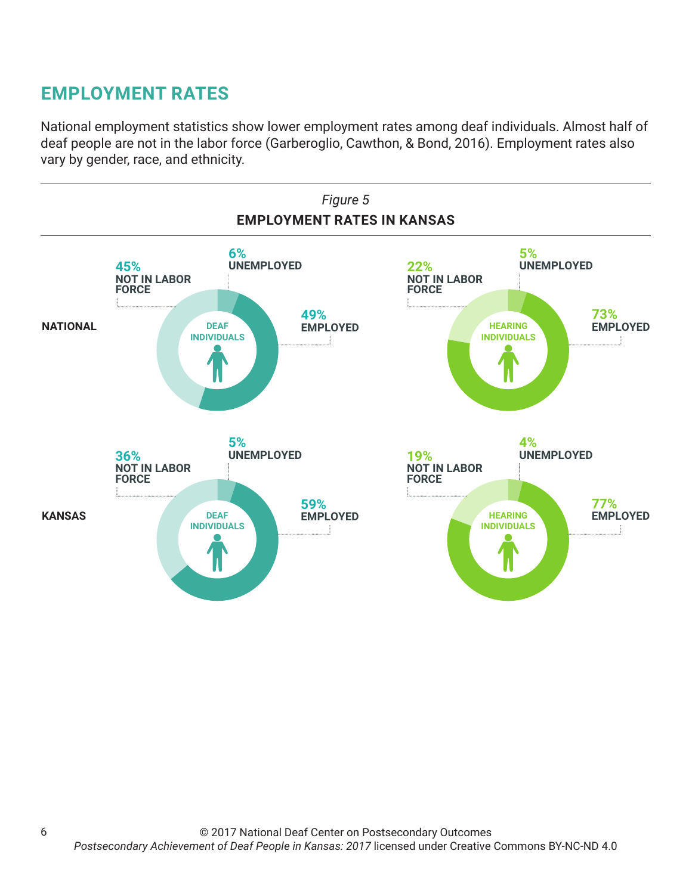## EMPLOYMENT RATES

National employment statistics show lower employment rates among deaf individuals. Almost half of deaf people are not in the labor force (Garberoglio, Cawthon, & Bond, 2016). Employment rates also vary by gender, race, and ethnicity.

*Figure 5*

**EMPLOYMENT RATES IN KANSAS**

| | DEAF INDIVIDUALS | | | HEARING INDIVIDUALS | | |
|---|---|---|---|---|---|---|
| | NOT IN LABOR FORCE | UNEMPLOYED | EMPLOYED | NOT IN LABOR FORCE | UNEMPLOYED | EMPLOYED |
| **NATIONAL** | 45% | 6% | 49% | 22% | 5% | 73% |
| **KANSAS** | 36% | 5% | 59% | 19% | 4% | 77% |

© 2017 National Deaf Center on Postsecondary Outcomes
*Postsecondary Achievement of Deaf People in Kansas: 2017* licensed under Creative Commons BY-NC-ND 4.0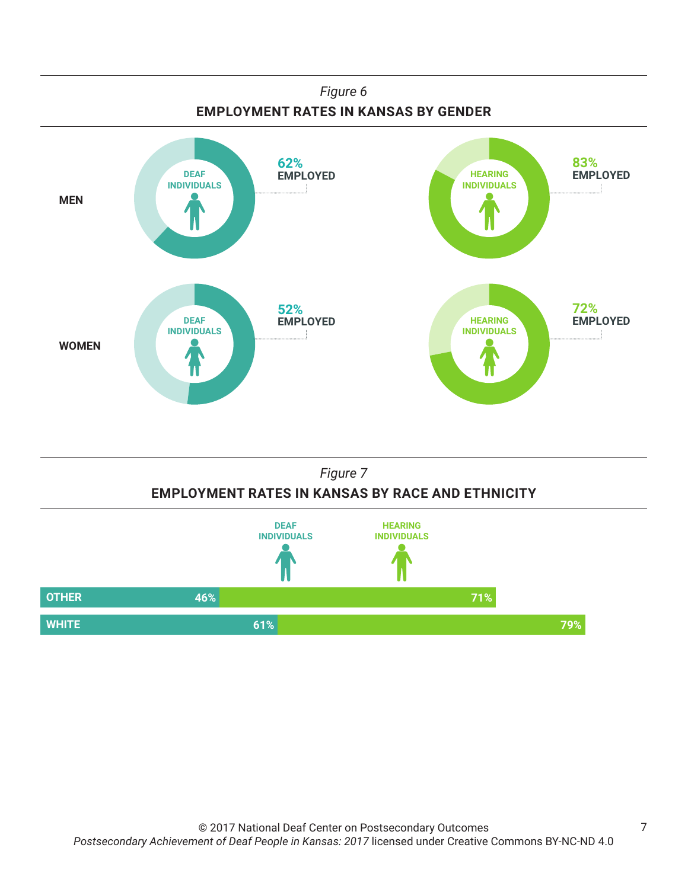*Figure 6*

**EMPLOYMENT RATES IN KANSAS BY GENDER**

| | Deaf Individuals | Hearing Individuals |
|---|---|---|
| MEN | 62% EMPLOYED | 83% EMPLOYED |
| WOMEN | 52% EMPLOYED | 72% EMPLOYED |

*Figure 7*

**EMPLOYMENT RATES IN KANSAS BY RACE AND ETHNICITY**

| | Deaf Individuals | Hearing Individuals |
|---|---|---|
| OTHER | 46% | 71% |
| WHITE | 61% | 79% |

© 2017 National Deaf Center on Postsecondary Outcomes
*Postsecondary Achievement of Deaf People in Kansas: 2017* licensed under Creative Commons BY-NC-ND 4.0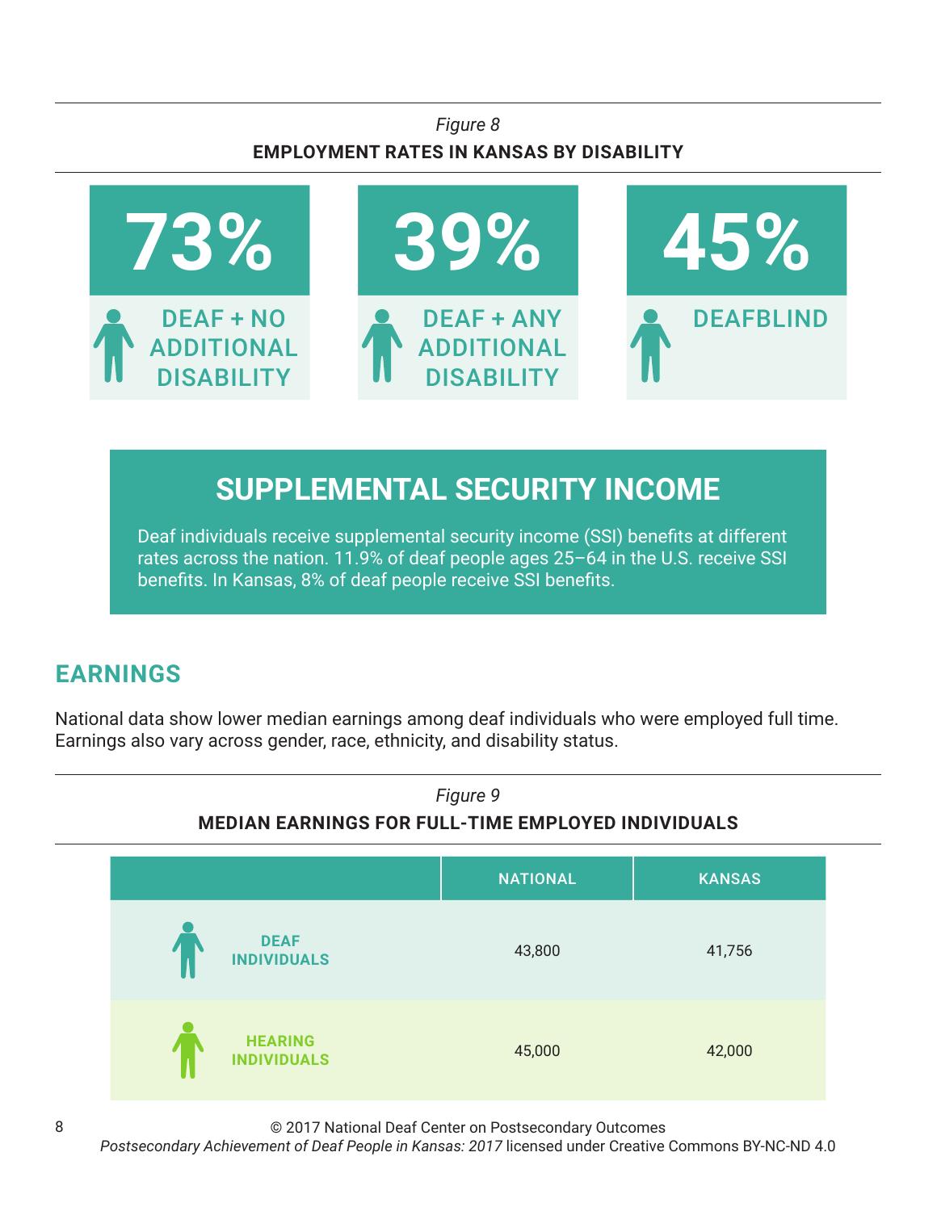*Figure 8*

**EMPLOYMENT RATES IN KANSAS BY DISABILITY**

| 73% | 39% | 45% |
|---|---|---|
| DEAF + NO ADDITIONAL DISABILITY | DEAF + ANY ADDITIONAL DISABILITY | DEAFBLIND |

## SUPPLEMENTAL SECURITY INCOME

Deaf individuals receive supplemental security income (SSI) benefits at different rates across the nation. 11.9% of deaf people ages 25–64 in the U.S. receive SSI benefits. In Kansas, 8% of deaf people receive SSI benefits.

## EARNINGS

National data show lower median earnings among deaf individuals who were employed full time. Earnings also vary across gender, race, ethnicity, and disability status.

*Figure 9*

**MEDIAN EARNINGS FOR FULL-TIME EMPLOYED INDIVIDUALS**

| | NATIONAL | KANSAS |
|---|---|---|
| DEAF INDIVIDUALS | 43,800 | 41,756 |
| HEARING INDIVIDUALS | 45,000 | 42,000 |

© 2017 National Deaf Center on Postsecondary Outcomes
*Postsecondary Achievement of Deaf People in Kansas: 2017* licensed under Creative Commons BY-NC-ND 4.0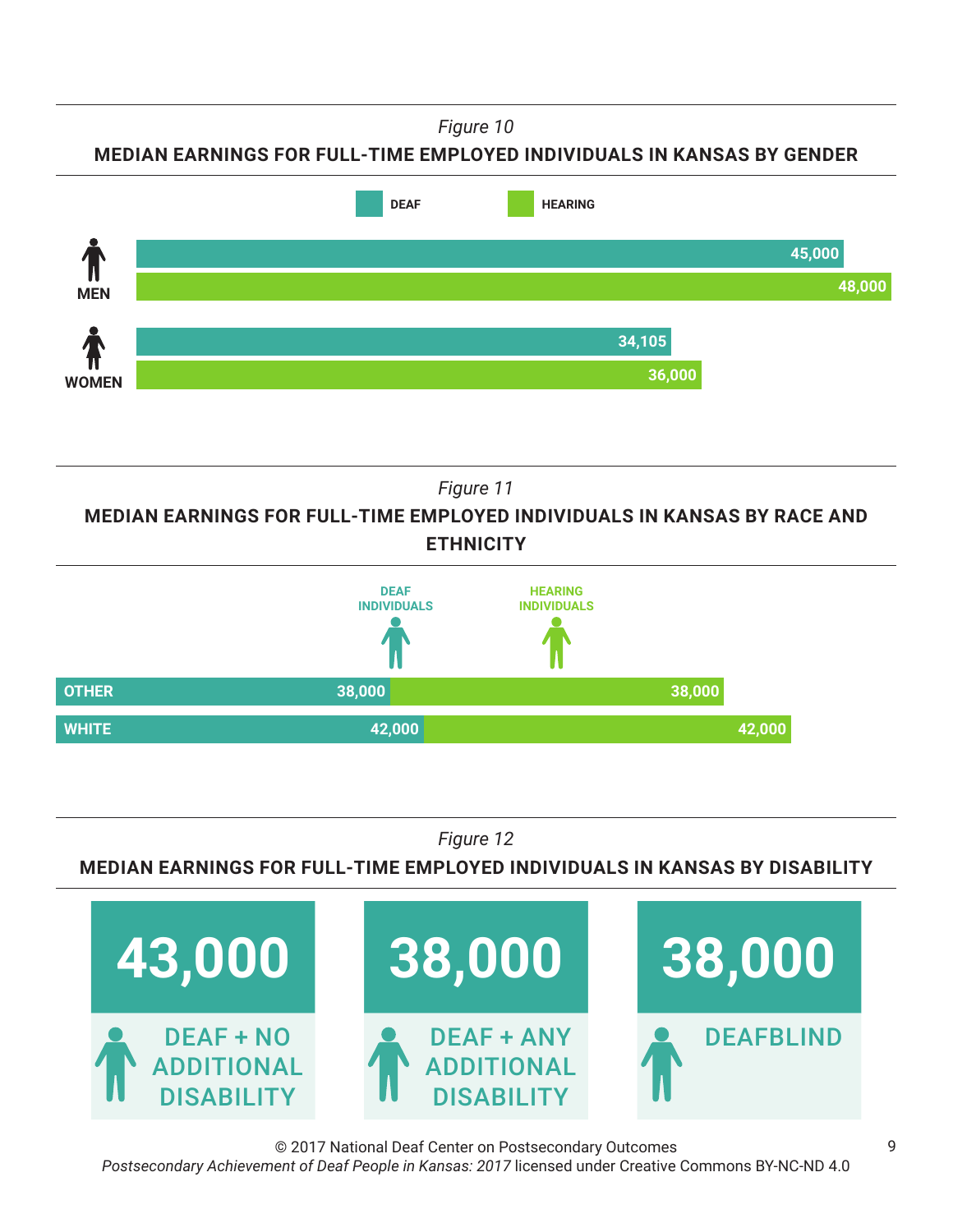*Figure 10*

**MEDIAN EARNINGS FOR FULL-TIME EMPLOYED INDIVIDUALS IN KANSAS BY GENDER**

| | Deaf | Hearing |
|---|---|---|
| Men | 45,000 | 48,000 |
| Women | 34,105 | 36,000 |

*Figure 11*

**MEDIAN EARNINGS FOR FULL-TIME EMPLOYED INDIVIDUALS IN KANSAS BY RACE AND ETHNICITY**

| | Deaf Individuals | Hearing Individuals |
|---|---|---|
| Other | 38,000 | 38,000 |
| White | 42,000 | 42,000 |

*Figure 12*

**MEDIAN EARNINGS FOR FULL-TIME EMPLOYED INDIVIDUALS IN KANSAS BY DISABILITY**

| Group | Median Earnings |
|---|---|
| Deaf + No Additional Disability | 43,000 |
| Deaf + Any Additional Disability | 38,000 |
| Deafblind | 38,000 |

© 2017 National Deaf Center on Postsecondary Outcomes
*Postsecondary Achievement of Deaf People in Kansas: 2017* licensed under Creative Commons BY-NC-ND 4.0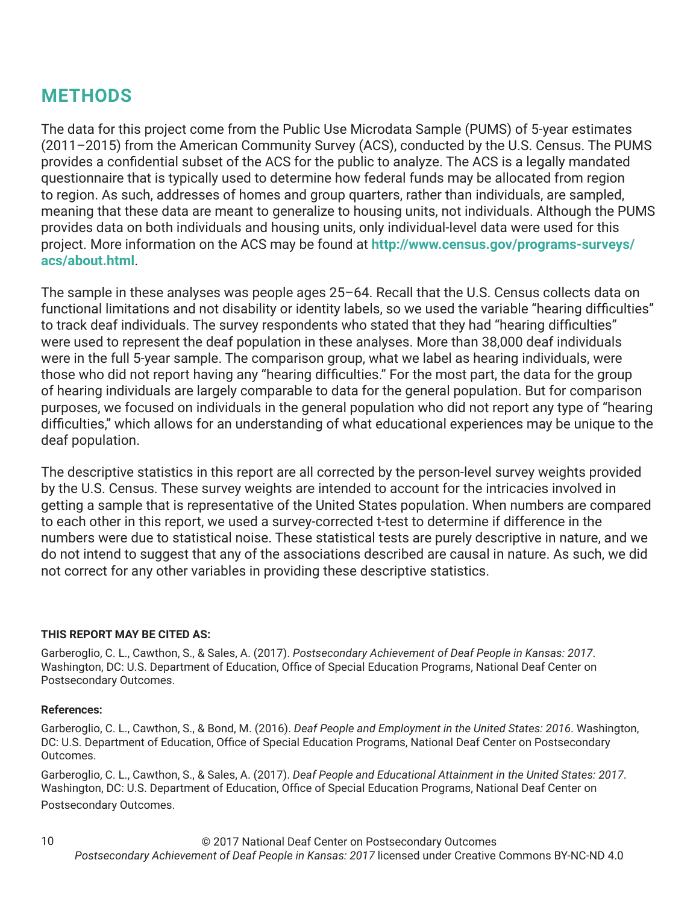# METHODS

The data for this project come from the Public Use Microdata Sample (PUMS) of 5-year estimates (2011–2015) from the American Community Survey (ACS), conducted by the U.S. Census. The PUMS provides a confidential subset of the ACS for the public to analyze. The ACS is a legally mandated questionnaire that is typically used to determine how federal funds may be allocated from region to region. As such, addresses of homes and group quarters, rather than individuals, are sampled, meaning that these data are meant to generalize to housing units, not individuals. Although the PUMS provides data on both individuals and housing units, only individual-level data were used for this project. More information on the ACS may be found at **http://www.census.gov/programs-surveys/acs/about.html**.

The sample in these analyses was people ages 25–64. Recall that the U.S. Census collects data on functional limitations and not disability or identity labels, so we used the variable "hearing difficulties" to track deaf individuals. The survey respondents who stated that they had "hearing difficulties" were used to represent the deaf population in these analyses. More than 38,000 deaf individuals were in the full 5-year sample. The comparison group, what we label as hearing individuals, were those who did not report having any "hearing difficulties." For the most part, the data for the group of hearing individuals are largely comparable to data for the general population. But for comparison purposes, we focused on individuals in the general population who did not report any type of "hearing difficulties," which allows for an understanding of what educational experiences may be unique to the deaf population.

The descriptive statistics in this report are all corrected by the person-level survey weights provided by the U.S. Census. These survey weights are intended to account for the intricacies involved in getting a sample that is representative of the United States population. When numbers are compared to each other in this report, we used a survey-corrected t-test to determine if difference in the numbers were due to statistical noise. These statistical tests are purely descriptive in nature, and we do not intend to suggest that any of the associations described are causal in nature. As such, we did not correct for any other variables in providing these descriptive statistics.

**THIS REPORT MAY BE CITED AS:**

Garberoglio, C. L., Cawthon, S., & Sales, A. (2017). *Postsecondary Achievement of Deaf People in Kansas: 2017*. Washington, DC: U.S. Department of Education, Office of Special Education Programs, National Deaf Center on Postsecondary Outcomes.

**References:**

Garberoglio, C. L., Cawthon, S., & Bond, M. (2016). *Deaf People and Employment in the United States: 2016*. Washington, DC: U.S. Department of Education, Office of Special Education Programs, National Deaf Center on Postsecondary Outcomes.

Garberoglio, C. L., Cawthon, S., & Sales, A. (2017). *Deaf People and Educational Attainment in the United States: 2017*. Washington, DC: U.S. Department of Education, Office of Special Education Programs, National Deaf Center on Postsecondary Outcomes.

© 2017 National Deaf Center on Postsecondary Outcomes
*Postsecondary Achievement of Deaf People in Kansas: 2017* licensed under Creative Commons BY-NC-ND 4.0